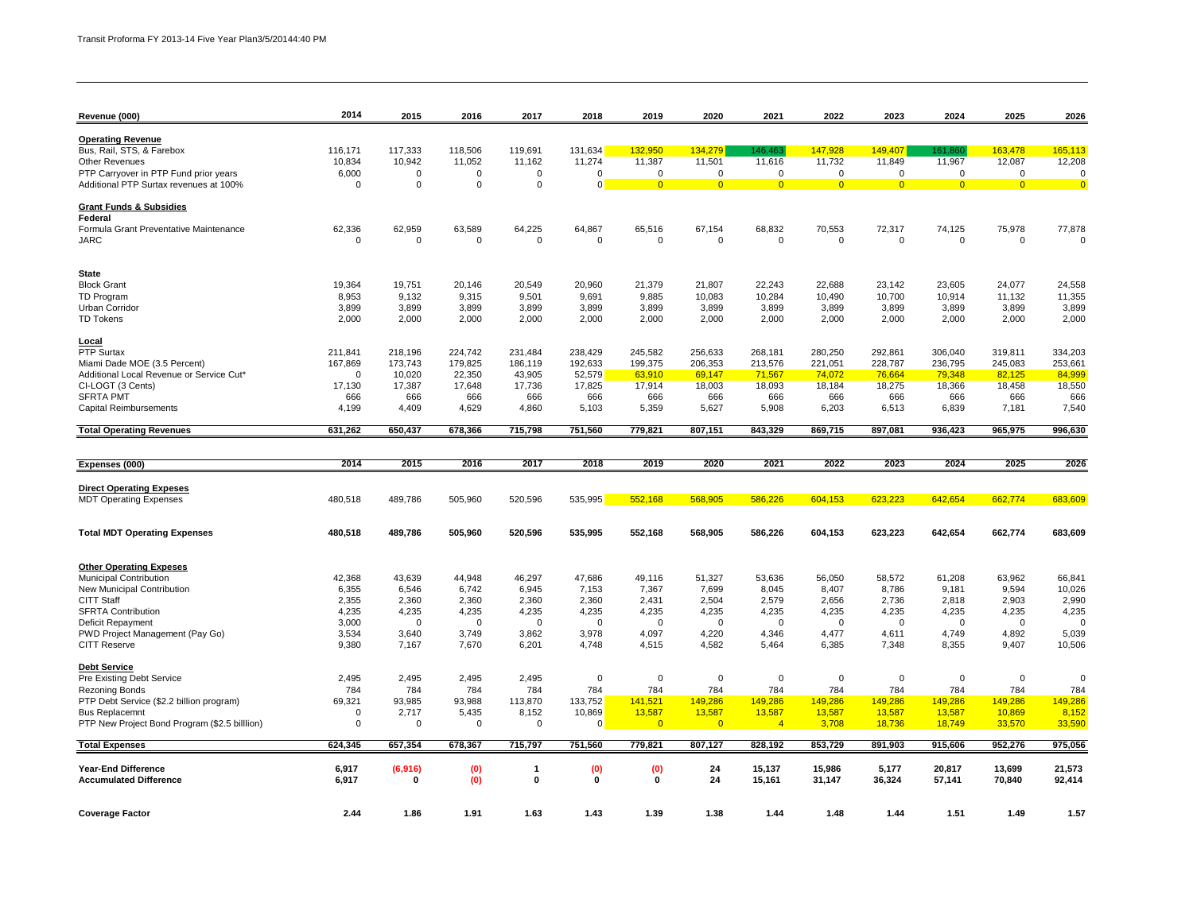Transit Proforma FY 2013-14 Five Year Plan3/5/20144:40 PM

| Revenue (000) | 2014 | 2015 | 2016 | 2017 | 2018 | 2019 | 2020 | 2021 | 2022 | 2023 | 2024 | 2025 | 2026 |
|---|---|---|---|---|---|---|---|---|---|---|---|---|---|
| **Operating Revenue** | | | | | | | | | | | | | |
| Bus, Rail, STS, & Farebox | 116,171 | 117,333 | 118,506 | 119,691 | 131,634 | 132,950 | 134,279 | 146,463 | 147,928 | 149,407 | 161,860 | 163,478 | 165,113 |
| Other Revenues | 10,834 | 10,942 | 11,052 | 11,162 | 11,274 | 11,387 | 11,501 | 11,616 | 11,732 | 11,849 | 11,967 | 12,087 | 12,208 |
| PTP Carryover in PTP Fund prior years | 6,000 | 0 | 0 | 0 | 0 | 0 | 0 | 0 | 0 | 0 | 0 | 0 | 0 |
| Additional PTP Surtax revenues at 100% | 0 | 0 | 0 | 0 | 0 | 0 | 0 | 0 | 0 | 0 | 0 | 0 | 0 |
| **Grant Funds & Subsidies** | | | | | | | | | | | | | |
| **Federal** | | | | | | | | | | | | | |
| Formula Grant Preventative Maintenance | 62,336 | 62,959 | 63,589 | 64,225 | 64,867 | 65,516 | 67,154 | 68,832 | 70,553 | 72,317 | 74,125 | 75,978 | 77,878 |
| JARC | 0 | 0 | 0 | 0 | 0 | 0 | 0 | 0 | 0 | 0 | 0 | 0 | 0 |
| **State** | | | | | | | | | | | | | |
| Block Grant | 19,364 | 19,751 | 20,146 | 20,549 | 20,960 | 21,379 | 21,807 | 22,243 | 22,688 | 23,142 | 23,605 | 24,077 | 24,558 |
| TD Program | 8,953 | 9,132 | 9,315 | 9,501 | 9,691 | 9,885 | 10,083 | 10,284 | 10,490 | 10,700 | 10,914 | 11,132 | 11,355 |
| Urban Corridor | 3,899 | 3,899 | 3,899 | 3,899 | 3,899 | 3,899 | 3,899 | 3,899 | 3,899 | 3,899 | 3,899 | 3,899 | 3,899 |
| TD Tokens | 2,000 | 2,000 | 2,000 | 2,000 | 2,000 | 2,000 | 2,000 | 2,000 | 2,000 | 2,000 | 2,000 | 2,000 | 2,000 |
| **Local** | | | | | | | | | | | | | |
| PTP Surtax | 211,841 | 218,196 | 224,742 | 231,484 | 238,429 | 245,582 | 256,633 | 268,181 | 280,250 | 292,861 | 306,040 | 319,811 | 334,203 |
| Miami Dade MOE (3.5 Percent) | 167,869 | 173,743 | 179,825 | 186,119 | 192,633 | 199,375 | 206,353 | 213,576 | 221,051 | 228,787 | 236,795 | 245,083 | 253,661 |
| Additional Local Revenue or Service Cut* | 0 | 10,020 | 22,350 | 43,905 | 52,579 | 63,910 | 69,147 | 71,567 | 74,072 | 76,664 | 79,348 | 82,125 | 84,999 |
| CI-LOGT (3 Cents) | 17,130 | 17,387 | 17,648 | 17,736 | 17,825 | 17,914 | 18,003 | 18,093 | 18,184 | 18,275 | 18,366 | 18,458 | 18,550 |
| SFRTA PMT | 666 | 666 | 666 | 666 | 666 | 666 | 666 | 666 | 666 | 666 | 666 | 666 | 666 |
| Capital Reimbursements | 4,199 | 4,409 | 4,629 | 4,860 | 5,103 | 5,359 | 5,627 | 5,908 | 6,203 | 6,513 | 6,839 | 7,181 | 7,540 |
| **Total Operating Revenues** | **631,262** | **650,437** | **678,366** | **715,798** | **751,560** | **779,821** | **807,151** | **843,329** | **869,715** | **897,081** | **936,423** | **965,975** | **996,630** |

| Expenses (000) | 2014 | 2015 | 2016 | 2017 | 2018 | 2019 | 2020 | 2021 | 2022 | 2023 | 2024 | 2025 | 2026 |
|---|---|---|---|---|---|---|---|---|---|---|---|---|---|
| **Direct Operating Expeses** | | | | | | | | | | | | | |
| MDT Operating Expenses | 480,518 | 489,786 | 505,960 | 520,596 | 535,995 | 552,168 | 568,905 | 586,226 | 604,153 | 623,223 | 642,654 | 662,774 | 683,609 |
| **Total MDT Operating Expenses** | **480,518** | **489,786** | **505,960** | **520,596** | **535,995** | **552,168** | **568,905** | **586,226** | **604,153** | **623,223** | **642,654** | **662,774** | **683,609** |
| **Other Operating Expeses** | | | | | | | | | | | | | |
| Municipal Contribution | 42,368 | 43,639 | 44,948 | 46,297 | 47,686 | 49,116 | 51,327 | 53,636 | 56,050 | 58,572 | 61,208 | 63,962 | 66,841 |
| New Municipal Contribution | 6,355 | 6,546 | 6,742 | 6,945 | 7,153 | 7,367 | 7,699 | 8,045 | 8,407 | 8,786 | 9,181 | 9,594 | 10,026 |
| CITT Staff | 2,355 | 2,360 | 2,360 | 2,360 | 2,360 | 2,431 | 2,504 | 2,579 | 2,656 | 2,736 | 2,818 | 2,903 | 2,990 |
| SFRTA Contribution | 4,235 | 4,235 | 4,235 | 4,235 | 4,235 | 4,235 | 4,235 | 4,235 | 4,235 | 4,235 | 4,235 | 4,235 | 4,235 |
| Deficit Repayment | 3,000 | 0 | 0 | 0 | 0 | 0 | 0 | 0 | 0 | 0 | 0 | 0 | 0 |
| PWD Project Management (Pay Go) | 3,534 | 3,640 | 3,749 | 3,862 | 3,978 | 4,097 | 4,220 | 4,346 | 4,477 | 4,611 | 4,749 | 4,892 | 5,039 |
| CITT Reserve | 9,380 | 7,167 | 7,670 | 6,201 | 4,748 | 4,515 | 4,582 | 5,464 | 6,385 | 7,348 | 8,355 | 9,407 | 10,506 |
| **Debt Service** | | | | | | | | | | | | | |
| Pre Existing Debt Service | 2,495 | 2,495 | 2,495 | 2,495 | 0 | 0 | 0 | 0 | 0 | 0 | 0 | 0 | 0 |
| Rezoning Bonds | 784 | 784 | 784 | 784 | 784 | 784 | 784 | 784 | 784 | 784 | 784 | 784 | 784 |
| PTP Debt Service ($2.2 billion program) | 69,321 | 93,985 | 93,988 | 113,870 | 133,752 | 141,521 | 149,286 | 149,286 | 149,286 | 149,286 | 149,286 | 149,286 | 149,286 |
| Bus Replacemnt | 0 | 2,717 | 5,435 | 8,152 | 10,869 | 13,587 | 13,587 | 13,587 | 13,587 | 13,587 | 13,587 | 10,869 | 8,152 |
| PTP New Project Bond Program ($2.5 billlion) | 0 | 0 | 0 | 0 | 0 | 0 | 0 | 4 | 3,708 | 18,736 | 18,749 | 33,570 | 33,590 |
| **Total Expenses** | **624,345** | **657,354** | **678,367** | **715,797** | **751,560** | **779,821** | **807,127** | **828,192** | **853,729** | **891,903** | **915,606** | **952,276** | **975,056** |
| **Year-End Difference** | **6,917** | **(6,916)** | **(0)** | **1** | **(0)** | **(0)** | **24** | **15,137** | **15,986** | **5,177** | **20,817** | **13,699** | **21,573** |
| **Accumulated Difference** | **6,917** | **0** | **(0)** | **0** | **0** | **0** | **24** | **15,161** | **31,147** | **36,324** | **57,141** | **70,840** | **92,414** |
| **Coverage Factor** | **2.44** | **1.86** | **1.91** | **1.63** | **1.43** | **1.39** | **1.38** | **1.44** | **1.48** | **1.44** | **1.51** | **1.49** | **1.57** |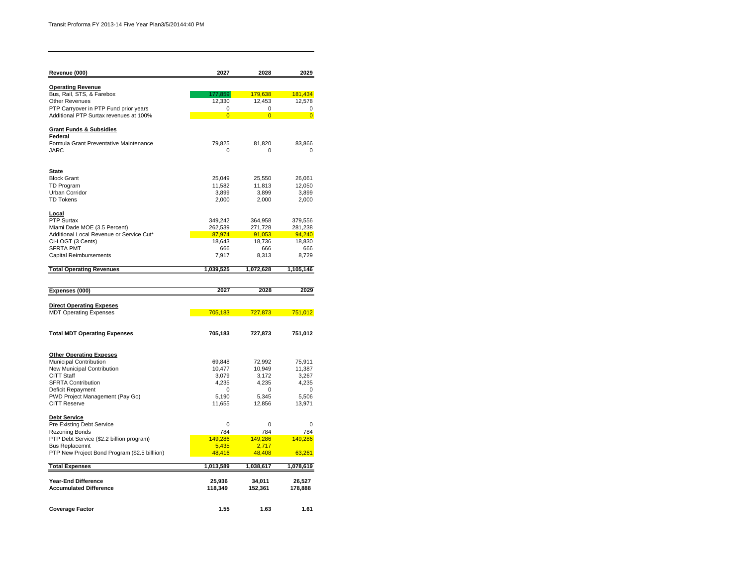| Revenue (000) | 2027 | 2028 | 2029 |
|---|---|---|---|
| **Operating Revenue** | | | |
| Bus, Rail, STS, & Farebox | 177,859 | 179,638 | 181,434 |
| Other Revenues | 12,330 | 12,453 | 12,578 |
| PTP Carryover in PTP Fund prior years | 0 | 0 | 0 |
| Additional PTP Surtax revenues at 100% | 0 | 0 | 0 |
| **Grant Funds & Subsidies** | | | |
| **Federal** | | | |
| Formula Grant Preventative Maintenance | 79,825 | 81,820 | 83,866 |
| JARC | 0 | 0 | 0 |
| **State** | | | |
| Block Grant | 25,049 | 25,550 | 26,061 |
| TD Program | 11,582 | 11,813 | 12,050 |
| Urban Corridor | 3,899 | 3,899 | 3,899 |
| TD Tokens | 2,000 | 2,000 | 2,000 |
| **Local** | | | |
| PTP Surtax | 349,242 | 364,958 | 379,556 |
| Miami Dade MOE (3.5 Percent) | 262,539 | 271,728 | 281,238 |
| Additional Local Revenue or Service Cut* | 87,974 | 91,053 | 94,240 |
| CI-LOGT (3 Cents) | 18,643 | 18,736 | 18,830 |
| SFRTA PMT | 666 | 666 | 666 |
| Capital Reimbursements | 7,917 | 8,313 | 8,729 |
| **Total Operating Revenues** | **1,039,525** | **1,072,628** | **1,105,146** |

| Expenses (000) | 2027 | 2028 | 2029 |
|---|---|---|---|
| **Direct Operating Expeses** | | | |
| MDT Operating Expenses | 705,183 | 727,873 | 751,012 |
| **Total MDT Operating Expenses** | **705,183** | **727,873** | **751,012** |
| **Other Operating Expeses** | | | |
| Municipal Contribution | 69,848 | 72,992 | 75,911 |
| New Municipal Contribution | 10,477 | 10,949 | 11,387 |
| CITT Staff | 3,079 | 3,172 | 3,267 |
| SFRTA Contribution | 4,235 | 4,235 | 4,235 |
| Deficit Repayment | 0 | 0 | 0 |
| PWD Project Management (Pay Go) | 5,190 | 5,345 | 5,506 |
| CITT Reserve | 11,655 | 12,856 | 13,971 |
| **Debt Service** | | | |
| Pre Existing Debt Service | 0 | 0 | 0 |
| Rezoning Bonds | 784 | 784 | 784 |
| PTP Debt Service ($2.2 billion program) | 149,286 | 149,286 | 149,286 |
| Bus Replacemnt | 5,435 | 2,717 | |
| PTP New Project Bond Program ($2.5 billlion) | 48,416 | 48,408 | 63,261 |
| **Total Expenses** | **1,013,589** | **1,038,617** | **1,078,619** |
| **Year-End Difference** | **25,936** | **34,011** | **26,527** |
| **Accumulated Difference** | **118,349** | **152,361** | **178,888** |
| **Coverage Factor** | **1.55** | **1.63** | **1.61** |